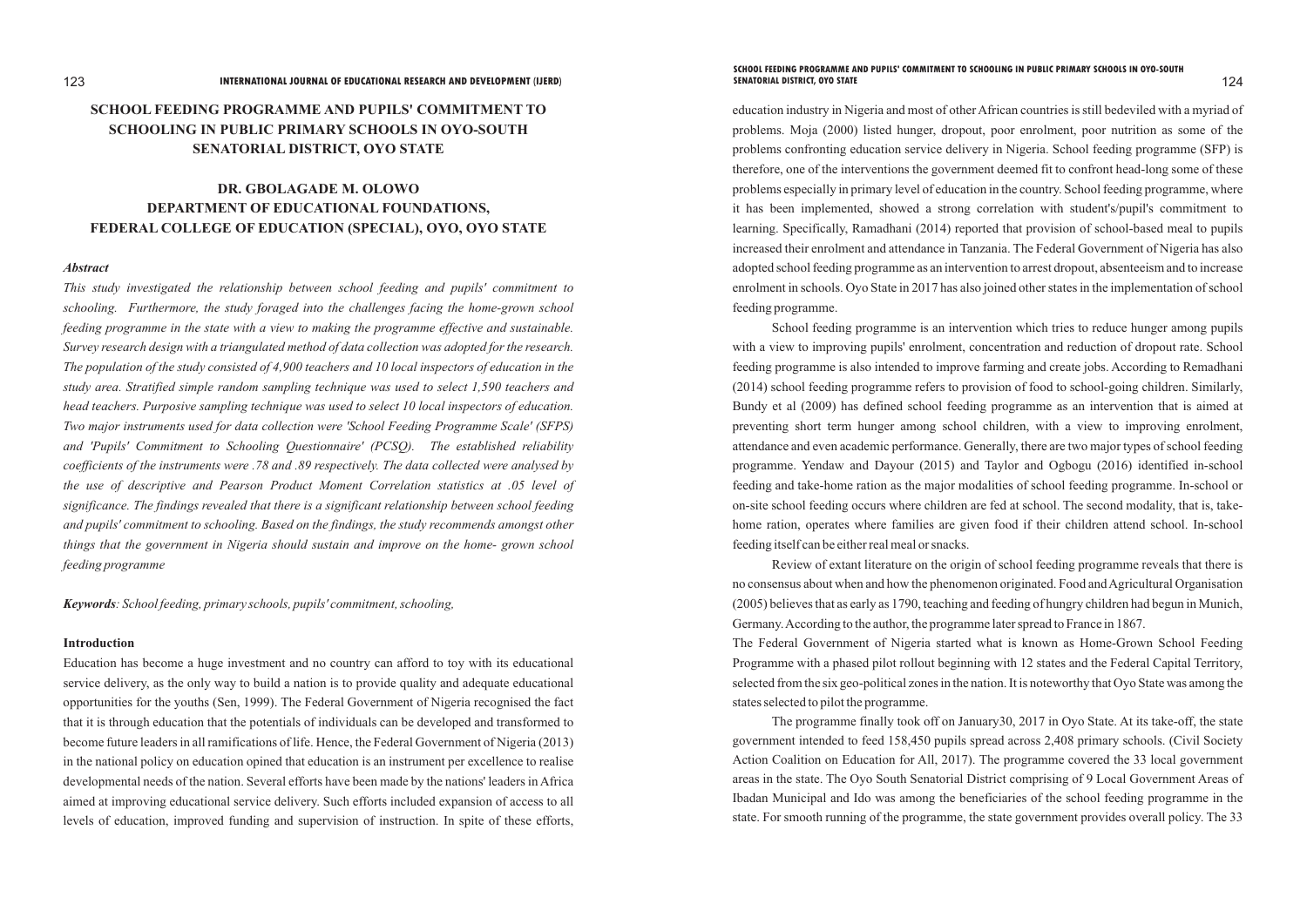# SCHOOL FEEDING PROGRAMME AND PUPILS' COMMITMENT TO SCHOOLING IN PUBLIC PRIMARY SCHOOLS IN OYO-SOUTH SENATORIAL DISTRICT, OYO STATE

**DR. GBOLAGADE M. OLOWO**
**DEPARTMENT OF EDUCATIONAL FOUNDATIONS,**
**FEDERAL COLLEGE OF EDUCATION (SPECIAL), OYO, OYO STATE**

### *Abstract*

*This study investigated the relationship between school feeding and pupils' commitment to schooling. Furthermore, the study foraged into the challenges facing the home-grown school feeding programme in the state with a view to making the programme effective and sustainable. Survey research design with a triangulated method of data collection was adopted for the research. The population of the study consisted of 4,900 teachers and 10 local inspectors of education in the study area. Stratified simple random sampling technique was used to select 1,590 teachers and head teachers. Purposive sampling technique was used to select 10 local inspectors of education. Two major instruments used for data collection were 'School Feeding Programme Scale' (SFPS) and 'Pupils' Commitment to Schooling Questionnaire' (PCSQ). The established reliability coefficients of the instruments were .78 and .89 respectively. The data collected were analysed by the use of descriptive and Pearson Product Moment Correlation statistics at .05 level of significance. The findings revealed that there is a significant relationship between school feeding and pupils' commitment to schooling. Based on the findings, the study recommends amongst other things that the government in Nigeria should sustain and improve on the home- grown school feeding programme*

***Keywords**: School feeding, primary schools, pupils' commitment, schooling,*

### Introduction

Education has become a huge investment and no country can afford to toy with its educational service delivery, as the only way to build a nation is to provide quality and adequate educational opportunities for the youths (Sen, 1999). The Federal Government of Nigeria recognised the fact that it is through education that the potentials of individuals can be developed and transformed to become future leaders in all ramifications of life. Hence, the Federal Government of Nigeria (2013) in the national policy on education opined that education is an instrument per excellence to realise developmental needs of the nation. Several efforts have been made by the nations' leaders in Africa aimed at improving educational service delivery. Such efforts included expansion of access to all levels of education, improved funding and supervision of instruction. In spite of these efforts, education industry in Nigeria and most of other African countries is still bedeviled with a myriad of problems. Moja (2000) listed hunger, dropout, poor enrolment, poor nutrition as some of the problems confronting education service delivery in Nigeria. School feeding programme (SFP) is therefore, one of the interventions the government deemed fit to confront head-long some of these problems especially in primary level of education in the country. School feeding programme, where it has been implemented, showed a strong correlation with student's/pupil's commitment to learning. Specifically, Ramadhani (2014) reported that provision of school-based meal to pupils increased their enrolment and attendance in Tanzania. The Federal Government of Nigeria has also adopted school feeding programme as an intervention to arrest dropout, absenteeism and to increase enrolment in schools. Oyo State in 2017 has also joined other states in the implementation of school feeding programme.

School feeding programme is an intervention which tries to reduce hunger among pupils with a view to improving pupils' enrolment, concentration and reduction of dropout rate. School feeding programme is also intended to improve farming and create jobs. According to Remadhani (2014) school feeding programme refers to provision of food to school-going children. Similarly, Bundy et al (2009) has defined school feeding programme as an intervention that is aimed at preventing short term hunger among school children, with a view to improving enrolment, attendance and even academic performance. Generally, there are two major types of school feeding programme. Yendaw and Dayour (2015) and Taylor and Ogbogu (2016) identified in-school feeding and take-home ration as the major modalities of school feeding programme. In-school or on-site school feeding occurs where children are fed at school. The second modality, that is, take-home ration, operates where families are given food if their children attend school. In-school feeding itself can be either real meal or snacks.

Review of extant literature on the origin of school feeding programme reveals that there is no consensus about when and how the phenomenon originated. Food and Agricultural Organisation (2005) believes that as early as 1790, teaching and feeding of hungry children had begun in Munich, Germany. According to the author, the programme later spread to France in 1867.

The Federal Government of Nigeria started what is known as Home-Grown School Feeding Programme with a phased pilot rollout beginning with 12 states and the Federal Capital Territory, selected from the six geo-political zones in the nation. It is noteworthy that Oyo State was among the states selected to pilot the programme.

The programme finally took off on January30, 2017 in Oyo State. At its take-off, the state government intended to feed 158,450 pupils spread across 2,408 primary schools. (Civil Society Action Coalition on Education for All, 2017). The programme covered the 33 local government areas in the state. The Oyo South Senatorial District comprising of 9 Local Government Areas of Ibadan Municipal and Ido was among the beneficiaries of the school feeding programme in the state. For smooth running of the programme, the state government provides overall policy. The 33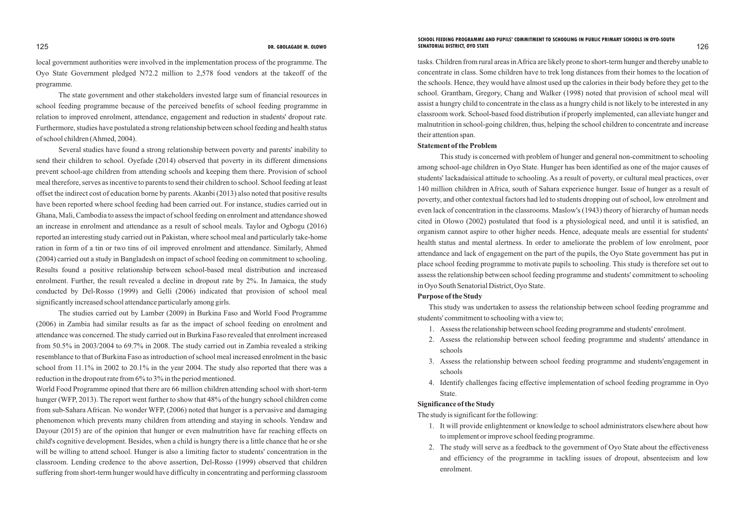local government authorities were involved in the implementation process of the programme. The Oyo State Government pledged N72.2 million to 2,578 food vendors at the takeoff of the programme.

The state government and other stakeholders invested large sum of financial resources in school feeding programme because of the perceived benefits of school feeding programme in relation to improved enrolment, attendance, engagement and reduction in students' dropout rate. Furthermore, studies have postulated a strong relationship between school feeding and health status of school children (Ahmed, 2004).

Several studies have found a strong relationship between poverty and parents' inability to send their children to school. Oyefade (2014) observed that poverty in its different dimensions prevent school-age children from attending schools and keeping them there. Provision of school meal therefore, serves as incentive to parents to send their children to school. School feeding at least offset the indirect cost of education borne by parents. Akanbi (2013) also noted that positive results have been reported where school feeding had been carried out. For instance, studies carried out in Ghana, Mali, Cambodia to assess the impact of school feeding on enrolment and attendance showed an increase in enrolment and attendance as a result of school meals. Taylor and Ogbogu (2016) reported an interesting study carried out in Pakistan, where school meal and particularly take-home ration in form of a tin or two tins of oil improved enrolment and attendance. Similarly, Ahmed (2004) carried out a study in Bangladesh on impact of school feeding on commitment to schooling. Results found a positive relationship between school-based meal distribution and increased enrolment. Further, the result revealed a decline in dropout rate by 2%. In Jamaica, the study conducted by Del-Rosso (1999) and Gelli (2006) indicated that provision of school meal significantly increased school attendance particularly among girls.

The studies carried out by Lamber (2009) in Burkina Faso and World Food Programme (2006) in Zambia had similar results as far as the impact of school feeding on enrolment and attendance was concerned. The study carried out in Burkina Faso revealed that enrolment increased from 50.5% in 2003/2004 to 69.7% in 2008. The study carried out in Zambia revealed a striking resemblance to that of Burkina Faso as introduction of school meal increased enrolment in the basic school from 11.1% in 2002 to 20.1% in the year 2004. The study also reported that there was a reduction in the dropout rate from 6% to 3% in the period mentioned.

World Food Programme opined that there are 66 million children attending school with short-term hunger (WFP, 2013). The report went further to show that 48% of the hungry school children come from sub-Sahara African. No wonder WFP, (2006) noted that hunger is a pervasive and damaging phenomenon which prevents many children from attending and staying in schools. Yendaw and Dayour (2015) are of the opinion that hunger or even malnutrition have far reaching effects on child's cognitive development. Besides, when a child is hungry there is a little chance that he or she will be willing to attend school. Hunger is also a limiting factor to students' concentration in the classroom. Lending credence to the above assertion, Del-Rosso (1999) observed that children suffering from short-term hunger would have difficulty in concentrating and performing classroom tasks. Children from rural areas in Africa are likely prone to short-term hunger and thereby unable to concentrate in class. Some children have to trek long distances from their homes to the location of the schools. Hence, they would have almost used up the calories in their body before they get to the school. Grantham, Gregory, Chang and Walker (1998) noted that provision of school meal will assist a hungry child to concentrate in the class as a hungry child is not likely to be interested in any classroom work. School-based food distribution if properly implemented, can alleviate hunger and malnutrition in school-going children, thus, helping the school children to concentrate and increase their attention span.

**Statement of the Problem**

This study is concerned with problem of hunger and general non-commitment to schooling among school-age children in Oyo State. Hunger has been identified as one of the major causes of students' lackadaisical attitude to schooling. As a result of poverty, or cultural meal practices, over 140 million children in Africa, south of Sahara experience hunger. Issue of hunger as a result of poverty, and other contextual factors had led to students dropping out of school, low enrolment and even lack of concentration in the classrooms. Maslow's (1943) theory of hierarchy of human needs cited in Olowo (2002) postulated that food is a physiological need, and until it is satisfied, an organism cannot aspire to other higher needs. Hence, adequate meals are essential for students' health status and mental alertness. In order to ameliorate the problem of low enrolment, poor attendance and lack of engagement on the part of the pupils, the Oyo State government has put in place school feeding programme to motivate pupils to schooling. This study is therefore set out to assess the relationship between school feeding programme and students' commitment to schooling in Oyo South Senatorial District, Oyo State.

**Purpose of the Study**

This study was undertaken to assess the relationship between school feeding programme and students' commitment to schooling with a view to;

1. Assess the relationship between school feeding programme and students' enrolment.
2. Assess the relationship between school feeding programme and students' attendance in schools
3. Assess the relationship between school feeding programme and students'engagement in schools
4. Identify challenges facing effective implementation of school feeding programme in Oyo State.

**Significance of the Study**

The study is significant for the following:

1. It will provide enlightenment or knowledge to school administrators elsewhere about how to implement or improve school feeding programme.
2. The study will serve as a feedback to the government of Oyo State about the effectiveness and efficiency of the programme in tackling issues of dropout, absenteeism and low enrolment.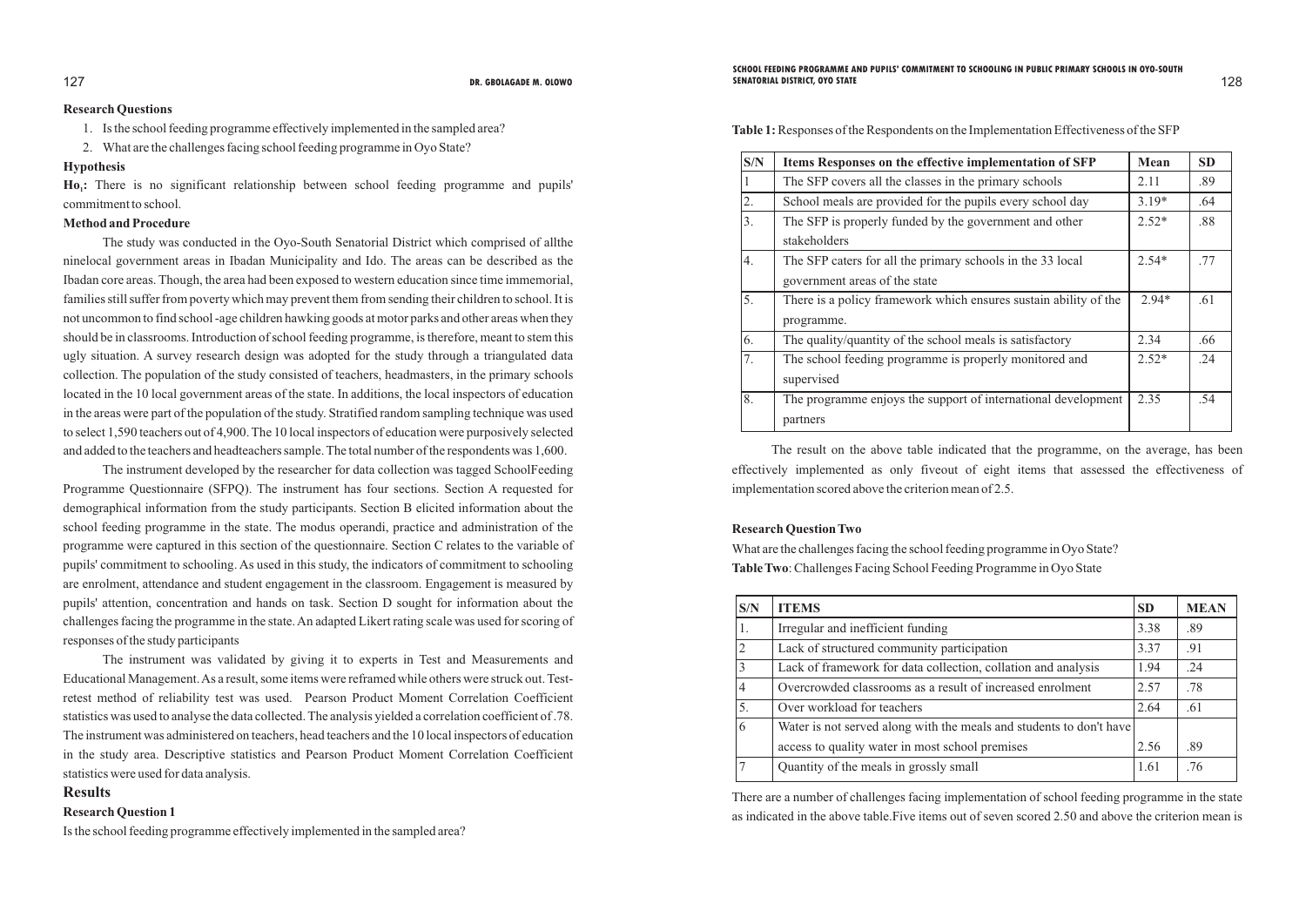**Research Questions**

1. Is the school feeding programme effectively implemented in the sampled area?
2. What are the challenges facing school feeding programme in Oyo State?

**Hypothesis**

**$Ho_1$:** There is no significant relationship between school feeding programme and pupils' commitment to school.

**Method and Procedure**

The study was conducted in the Oyo-South Senatorial District which comprised of allthe ninelocal government areas in Ibadan Municipality and Ido. The areas can be described as the Ibadan core areas. Though, the area had been exposed to western education since time immemorial, families still suffer from poverty which may prevent them from sending their children to school. It is not uncommon to find school -age children hawking goods at motor parks and other areas when they should be in classrooms. Introduction of school feeding programme, is therefore, meant to stem this ugly situation. A survey research design was adopted for the study through a triangulated data collection. The population of the study consisted of teachers, headmasters, in the primary schools located in the 10 local government areas of the state. In additions, the local inspectors of education in the areas were part of the population of the study. Stratified random sampling technique was used to select 1,590 teachers out of 4,900. The 10 local inspectors of education were purposively selected and added to the teachers and headteachers sample. The total number of the respondents was 1,600.

The instrument developed by the researcher for data collection was tagged SchoolFeeding Programme Questionnaire (SFPQ). The instrument has four sections. Section A requested for demographical information from the study participants. Section B elicited information about the school feeding programme in the state. The modus operandi, practice and administration of the programme were captured in this section of the questionnaire. Section C relates to the variable of pupils' commitment to schooling. As used in this study, the indicators of commitment to schooling are enrolment, attendance and student engagement in the classroom. Engagement is measured by pupils' attention, concentration and hands on task. Section D sought for information about the challenges facing the programme in the state. An adapted Likert rating scale was used for scoring of responses of the study participants

The instrument was validated by giving it to experts in Test and Measurements and Educational Management. As a result, some items were reframed while others were struck out. Test-retest method of reliability test was used. Pearson Product Moment Correlation Coefficient statistics was used to analyse the data collected. The analysis yielded a correlation coefficient of .78. The instrument was administered on teachers, head teachers and the 10 local inspectors of education in the study area. Descriptive statistics and Pearson Product Moment Correlation Coefficient statistics were used for data analysis.

## Results

**Research Question 1**

Is the school feeding programme effectively implemented in the sampled area?

**Table 1:** Responses of the Respondents on the Implementation Effectiveness of the SFP

| S/N | Items Responses on the effective implementation of SFP | Mean | SD |
|---|---|---|---|
| 1 | The SFP covers all the classes in the primary schools | 2.11 | .89 |
| 2. | School meals are provided for the pupils every school day | 3.19* | .64 |
| 3. | The SFP is properly funded by the government and other stakeholders | 2.52* | .88 |
| 4. | The SFP caters for all the primary schools in the 33 local government areas of the state | 2.54* | .77 |
| 5. | There is a policy framework which ensures sustain ability of the programme. | 2.94* | .61 |
| 6. | The quality/quantity of the school meals is satisfactory | 2.34 | .66 |
| 7. | The school feeding programme is properly monitored and supervised | 2.52* | .24 |
| 8. | The programme enjoys the support of international development partners | 2.35 | .54 |

The result on the above table indicated that the programme, on the average, has been effectively implemented as only fiveout of eight items that assessed the effectiveness of implementation scored above the criterion mean of 2.5.

**Research Question Two**

What are the challenges facing the school feeding programme in Oyo State?

**Table Two**: Challenges Facing School Feeding Programme in Oyo State

| S/N | ITEMS | SD | MEAN |
|---|---|---|---|
| 1. | Irregular and inefficient funding | 3.38 | .89 |
| 2 | Lack of structured community participation | 3.37 | .91 |
| 3 | Lack of framework for data collection, collation and analysis | 1.94 | .24 |
| 4 | Overcrowded classrooms as a result of increased enrolment | 2.57 | .78 |
| 5. | Over workload for teachers | 2.64 | .61 |
| 6 | Water is not served along with the meals and students to don't have access to quality water in most school premises | 2.56 | .89 |
| 7 | Quantity of the meals in grossly small | 1.61 | .76 |

There are a number of challenges facing implementation of school feeding programme in the state as indicated in the above table.Five items out of seven scored 2.50 and above the criterion mean is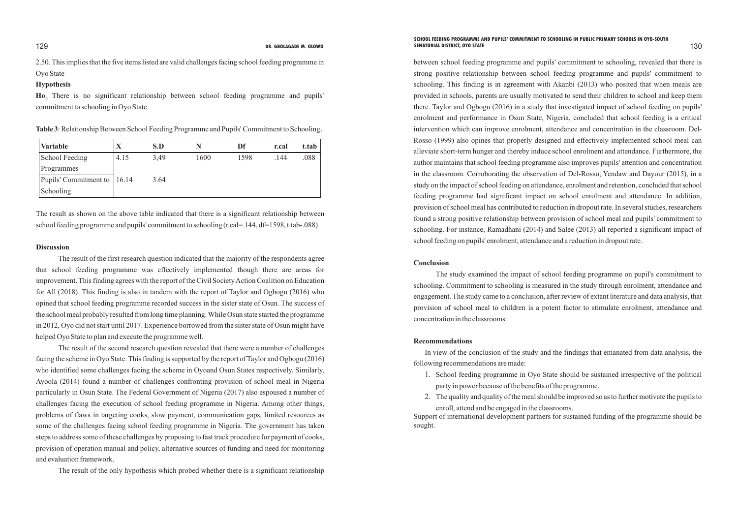2.50. This implies that the five items listed are valid challenges facing school feeding programme in Oyo State

**Hypothesis**

**Ho$_1$** There is no significant relationship between school feeding programme and pupils' commitment to schooling in Oyo State.

**Table 3**: Relationship Between School Feeding Programme and Pupils' Commitment to Schooling.

| Variable | X | S.D | N | Df | r.cal | t.tab |
|---|---|---|---|---|---|---|
| School Feeding Programmes | 4.15 | 3,49 | 1600 | 1598 | .144 | .088 |
| Pupils' Commitment to Schooling | 16.14 | 3.64 | | | | |

The result as shown on the above table indicated that there is a significant relationship between school feeding programme and pupils' commitment to schooling (r.cal=.144, df=1598, t.tab-.088)

**Discussion**

The result of the first research question indicated that the majority of the respondents agree that school feeding programme was effectively implemented though there are areas for improvement. This finding agrees with the report of the Civil Society Action Coalition on Education for All (2018). This finding is also in tandem with the report of Taylor and Ogbogu (2016) who opined that school feeding programme recorded success in the sister state of Osun. The success of the school meal probably resulted from long time planning. While Osun state started the programme in 2012, Oyo did not start until 2017. Experience borrowed from the sister state of Osun might have helped Oyo State to plan and execute the programme well.

The result of the second research question revealed that there were a number of challenges facing the scheme in Oyo State. This finding is supported by the report of Taylor and Ogbogu (2016) who identified some challenges facing the scheme in Oyoand Osun States respectively. Similarly, Ayoola (2014) found a number of challenges confronting provision of school meal in Nigeria particularly in Osun State. The Federal Government of Nigeria (2017) also espoused a number of challenges facing the execution of school feeding programme in Nigeria. Among other things, problems of flaws in targeting cooks, slow payment, communication gaps, limited resources as some of the challenges facing school feeding programme in Nigeria. The government has taken steps to address some of these challenges by proposing to fast track procedure for payment of cooks, provision of operation manual and policy, alternative sources of funding and need for monitoring and evaluation framework.

The result of the only hypothesis which probed whether there is a significant relationship between school feeding programme and pupils' commitment to schooling, revealed that there is strong positive relationship between school feeding programme and pupils' commitment to schooling. This finding is in agreement with Akanbi (2013) who posited that when meals are provided in schools, parents are usually motivated to send their children to school and keep them there. Taylor and Ogbogu (2016) in a study that investigated impact of school feeding on pupils' enrolment and performance in Osun State, Nigeria, concluded that school feeding is a critical intervention which can improve enrolment, attendance and concentration in the classroom. Del-Rosso (1999) also opines that properly designed and effectively implemented school meal can alleviate short-term hunger and thereby induce school enrolment and attendance. Furthermore, the author maintains that school feeding programme also improves pupils' attention and concentration in the classroom. Corroborating the observation of Del-Rosso, Yendaw and Dayour (2015), in a study on the impact of school feeding on attendance, enrolment and retention, concluded that school feeding programme had significant impact on school enrolment and attendance. In addition, provision of school meal has contributed to reduction in dropout rate. In several studies, researchers found a strong positive relationship between provision of school meal and pupils' commitment to schooling. For instance, Ramadhani (2014) and Salee (2013) all reported a significant impact of school feeding on pupils' enrolment, attendance and a reduction in dropout rate.

**Conclusion**

The study examined the impact of school feeding programme on pupil's commitment to schooling. Commitment to schooling is measured in the study through enrolment, attendance and engagement. The study came to a conclusion, after review of extant literature and data analysis, that provision of school meal to children is a potent factor to stimulate enrolment, attendance and concentration in the classrooms.

**Recommendations**

In view of the conclusion of the study and the findings that emanated from data analysis, the following recommendations are made:

1. School feeding programme in Oyo State should be sustained irrespective of the political party in power because of the benefits of the programme.
2. The quality and quality of the meal should be improved so as to further motivate the pupils to enroll, attend and be engaged in the classrooms.

Support of international development partners for sustained funding of the programme should be sought.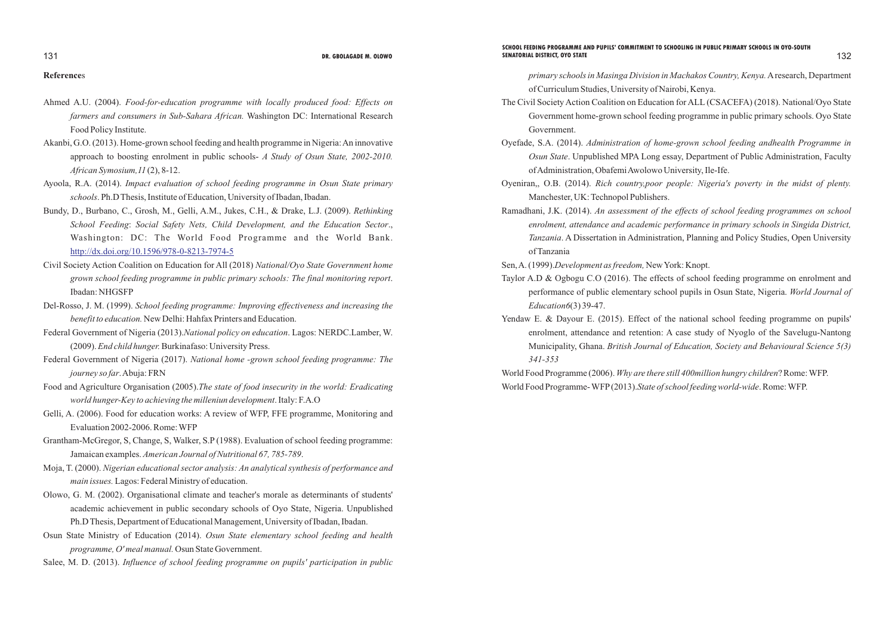**References**

Ahmed A.U. (2004). *Food-for-education programme with locally produced food: Effects on farmers and consumers in Sub-Sahara African.* Washington DC: International Research Food Policy Institute.

Akanbi, G.O. (2013). Home-grown school feeding and health programme in Nigeria: An innovative approach to boosting enrolment in public schools- *A Study of Osun State, 2002-2010. African Symosium,11* (2), 8-12.

Ayoola, R.A. (2014). *Impact evaluation of school feeding programme in Osun State primary schools*. Ph.D Thesis, Institute of Education, University of Ibadan, Ibadan.

Bundy, D., Burbano, C., Grosh, M., Gelli, A.M., Jukes, C.H., & Drake, L.J. (2009). *Rethinking School Feeding*: *Social Safety Nets, Child Development, and the Education Sector*., Washington: DC: The World Food Programme and the World Bank. http://dx.doi.org/10.1596/978-0-8213-7974-5

Civil Society Action Coalition on Education for All (2018) *National/Oyo State Government home grown school feeding programme in public primary schools: The final monitoring report*. Ibadan: NHGSFP

Del-Rosso, J. M. (1999). *School feeding programme: Improving effectiveness and increasing the benefit to education.* New Delhi: Hahfax Printers and Education.

Federal Government of Nigeria (2013).*National policy on education*. Lagos: NERDC.Lamber, W. (2009). *End child hunger.* Burkinafaso: University Press.

Federal Government of Nigeria (2017). *National home -grown school feeding programme: The journey so far*. Abuja: FRN

Food and Agriculture Organisation (2005).*The state of food insecurity in the world: Eradicating world hunger-Key to achieving the milleniun development*. Italy: F.A.O

Gelli, A. (2006). Food for education works: A review of WFP, FFE programme, Monitoring and Evaluation 2002-2006. Rome: WFP

Grantham-McGregor, S, Change, S, Walker, S.P (1988). Evaluation of school feeding programme: Jamaican examples. *American Journal of Nutritional 67, 785-789*.

Moja, T. (2000). *Nigerian educational sector analysis: An analytical synthesis of performance and main issues.* Lagos: Federal Ministry of education.

Olowo, G. M. (2002). Organisational climate and teacher's morale as determinants of students' academic achievement in public secondary schools of Oyo State, Nigeria. Unpublished Ph.D Thesis, Department of Educational Management, University of Ibadan, Ibadan.

Osun State Ministry of Education (2014). *Osun State elementary school feeding and health programme, O' meal manual.* Osun State Government.

Salee, M. D. (2013). *Influence of school feeding programme on pupils' participation in public primary schools in Masinga Division in Machakos Country, Kenya.* A research, Department of Curriculum Studies, University of Nairobi, Kenya.

The Civil Society Action Coalition on Education for ALL (CSACEFA) (2018). National/Oyo State Government home-grown school feeding programme in public primary schools. Oyo State Government.

Oyefade, S.A. (2014). *Administration of home-grown school feeding andhealth Programme in Osun State*. Unpublished MPA Long essay, Department of Public Administration, Faculty of Administration, Obafemi Awolowo University, Ile-Ife.

Oyeniran,, O.B. (2014). *Rich country,poor people: Nigeria's poverty in the midst of plenty.* Manchester, UK: Technopol Publishers.

Ramadhani, J.K. (2014). *An assessment of the effects of school feeding programmes on school enrolment, attendance and academic performance in primary schools in Singida District, Tanzania*. A Dissertation in Administration, Planning and Policy Studies, Open University of Tanzania

Sen, A. (1999).*Development as freedom,* New York: Knopt.

Taylor A.D & Ogbogu C.O (2016). The effects of school feeding programme on enrolment and performance of public elementary school pupils in Osun State, Nigeria. *World Journal of Education*6(3) 39-47.

Yendaw E. & Dayour E. (2015). Effect of the national school feeding programme on pupils' enrolment, attendance and retention: A case study of Nyoglo of the Savelugu-Nantong Municipality, Ghana. *British Journal of Education, Society and Behavioural Science 5(3) 341-353*

World Food Programme (2006). *Why are there still 400million hungry children*? Rome: WFP.

World Food Programme- WFP (2013).*State of school feeding world-wide*. Rome: WFP.